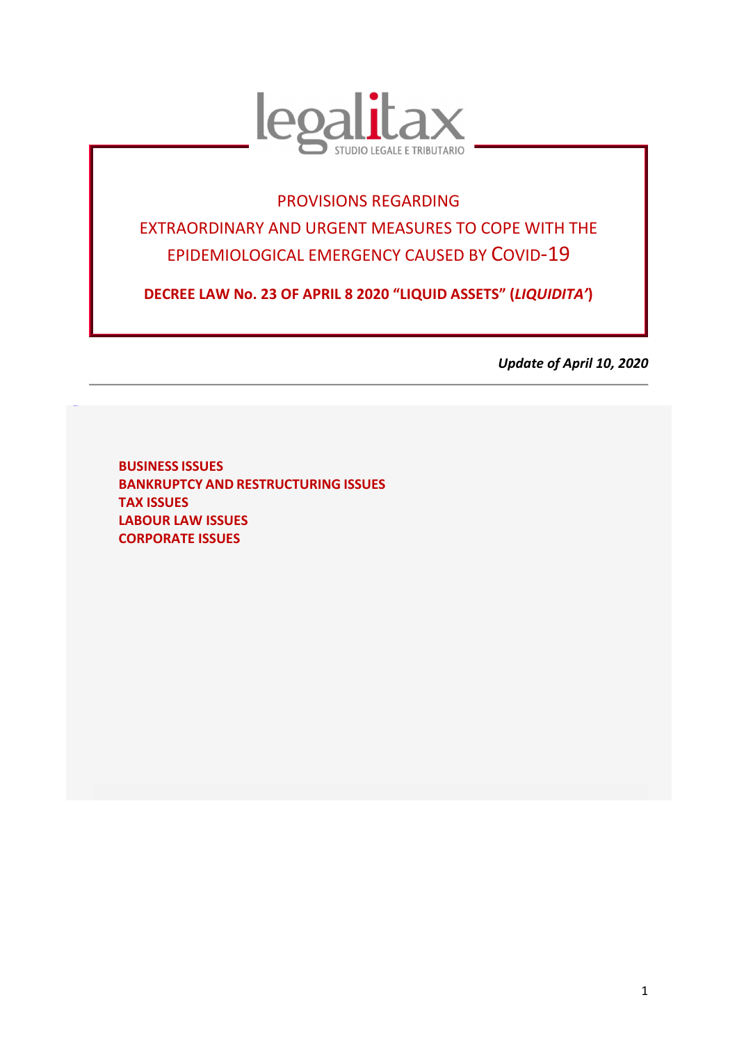legalitax

STUDIO LEGALE E TRIBUTARIO

# PROVISIONS REGARDING EXTRAORDINARY AND URGENT MEASURES TO COPE WITH THE EPIDEMIOLOGICAL EMERGENCY CAUSED BY COVID-19

**DECREE LAW No. 23 OF APRIL 8 2020 "LIQUID ASSETS" (*LIQUIDITA'*)**

***Update of April 10, 2020***

---

**BUSINESS ISSUES**
**BANKRUPTCY AND RESTRUCTURING ISSUES**
**TAX ISSUES**
**LABOUR LAW ISSUES**
**CORPORATE ISSUES**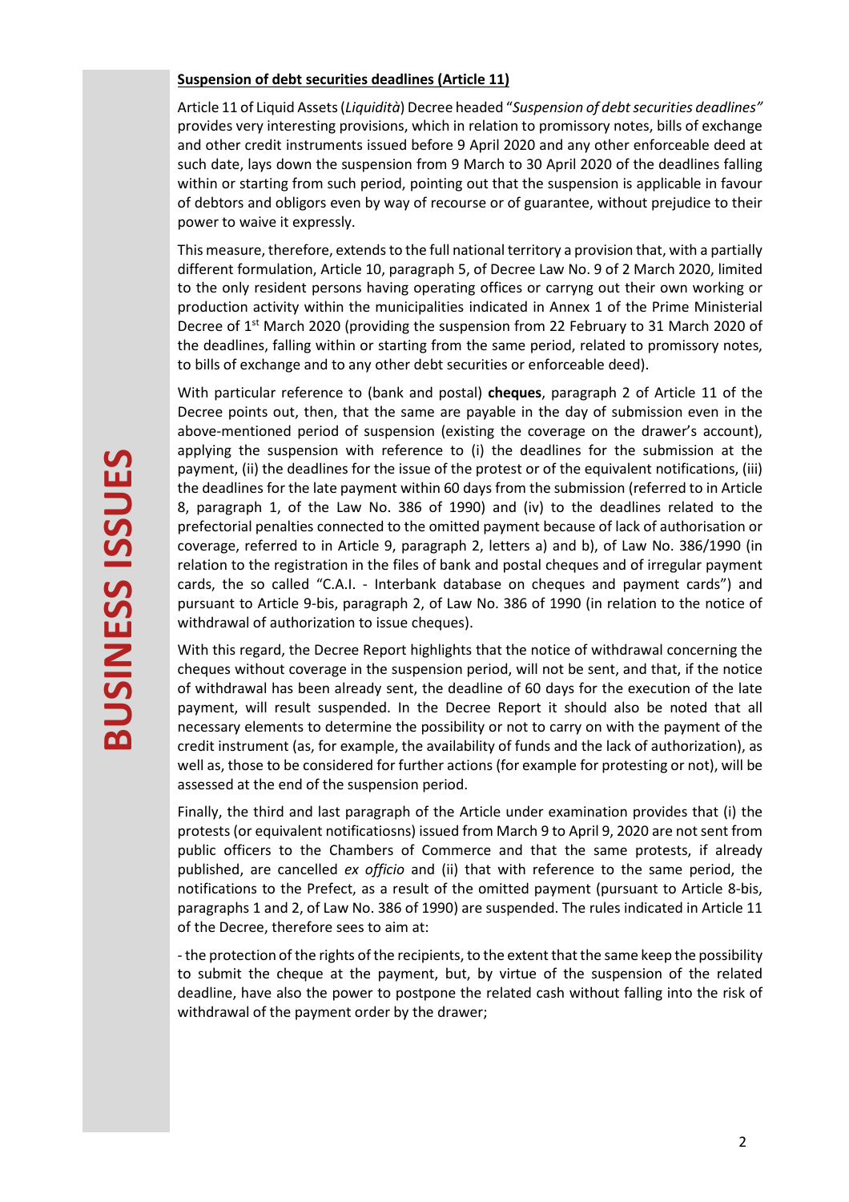**Suspension of debt securities deadlines (Article 11)**

Article 11 of Liquid Assets (*Liquidità*) Decree headed "*Suspension of debt securities deadlines"* provides very interesting provisions, which in relation to promissory notes, bills of exchange and other credit instruments issued before 9 April 2020 and any other enforceable deed at such date, lays down the suspension from 9 March to 30 April 2020 of the deadlines falling within or starting from such period, pointing out that the suspension is applicable in favour of debtors and obligors even by way of recourse or of guarantee, without prejudice to their power to waive it expressly.

This measure, therefore, extends to the full national territory a provision that, with a partially different formulation, Article 10, paragraph 5, of Decree Law No. 9 of 2 March 2020, limited to the only resident persons having operating offices or carryng out their own working or production activity within the municipalities indicated in Annex 1 of the Prime Ministerial Decree of 1st March 2020 (providing the suspension from 22 February to 31 March 2020 of the deadlines, falling within or starting from the same period, related to promissory notes, to bills of exchange and to any other debt securities or enforceable deed).

With particular reference to (bank and postal) **cheques**, paragraph 2 of Article 11 of the Decree points out, then, that the same are payable in the day of submission even in the above-mentioned period of suspension (existing the coverage on the drawer's account), applying the suspension with reference to (i) the deadlines for the submission at the payment, (ii) the deadlines for the issue of the protest or of the equivalent notifications, (iii) the deadlines for the late payment within 60 days from the submission (referred to in Article 8, paragraph 1, of the Law No. 386 of 1990) and (iv) to the deadlines related to the prefectorial penalties connected to the omitted payment because of lack of authorisation or coverage, referred to in Article 9, paragraph 2, letters a) and b), of Law No. 386/1990 (in relation to the registration in the files of bank and postal cheques and of irregular payment cards, the so called "C.A.I. - Interbank database on cheques and payment cards") and pursuant to Article 9-bis, paragraph 2, of Law No. 386 of 1990 (in relation to the notice of withdrawal of authorization to issue cheques).

With this regard, the Decree Report highlights that the notice of withdrawal concerning the cheques without coverage in the suspension period, will not be sent, and that, if the notice of withdrawal has been already sent, the deadline of 60 days for the execution of the late payment, will result suspended. In the Decree Report it should also be noted that all necessary elements to determine the possibility or not to carry on with the payment of the credit instrument (as, for example, the availability of funds and the lack of authorization), as well as, those to be considered for further actions (for example for protesting or not), will be assessed at the end of the suspension period.

Finally, the third and last paragraph of the Article under examination provides that (i) the protests (or equivalent notificatiosns) issued from March 9 to April 9, 2020 are not sent from public officers to the Chambers of Commerce and that the same protests, if already published, are cancelled *ex officio* and (ii) that with reference to the same period, the notifications to the Prefect, as a result of the omitted payment (pursuant to Article 8-bis, paragraphs 1 and 2, of Law No. 386 of 1990) are suspended. The rules indicated in Article 11 of the Decree, therefore sees to aim at:

- the protection of the rights of the recipients, to the extent that the same keep the possibility to submit the cheque at the payment, but, by virtue of the suspension of the related deadline, have also the power to postpone the related cash without falling into the risk of withdrawal of the payment order by the drawer;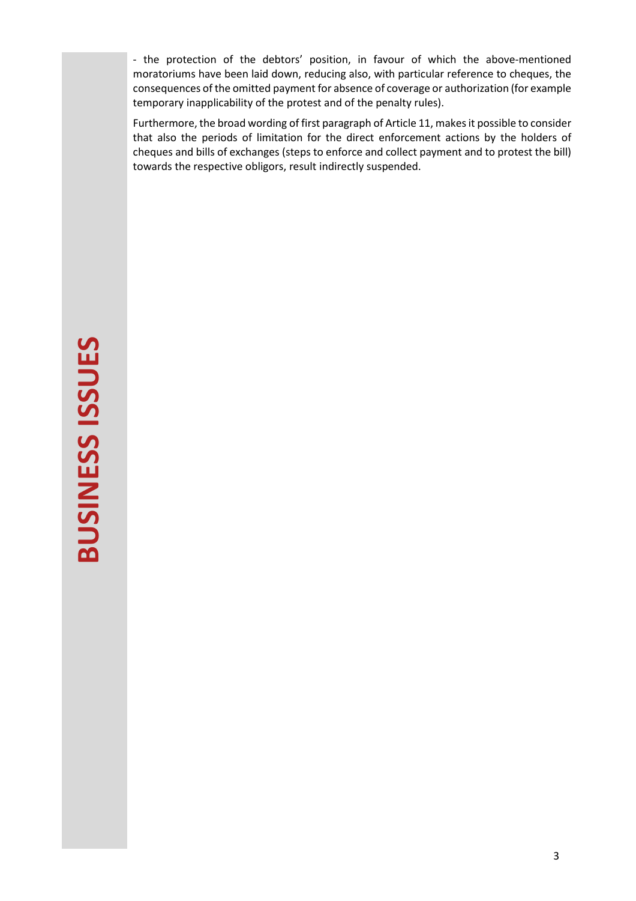- the protection of the debtors' position, in favour of which the above-mentioned moratoriums have been laid down, reducing also, with particular reference to cheques, the consequences of the omitted payment for absence of coverage or authorization (for example temporary inapplicability of the protest and of the penalty rules).

Furthermore, the broad wording of first paragraph of Article 11, makes it possible to consider that also the periods of limitation for the direct enforcement actions by the holders of cheques and bills of exchanges (steps to enforce and collect payment and to protest the bill) towards the respective obligors, result indirectly suspended.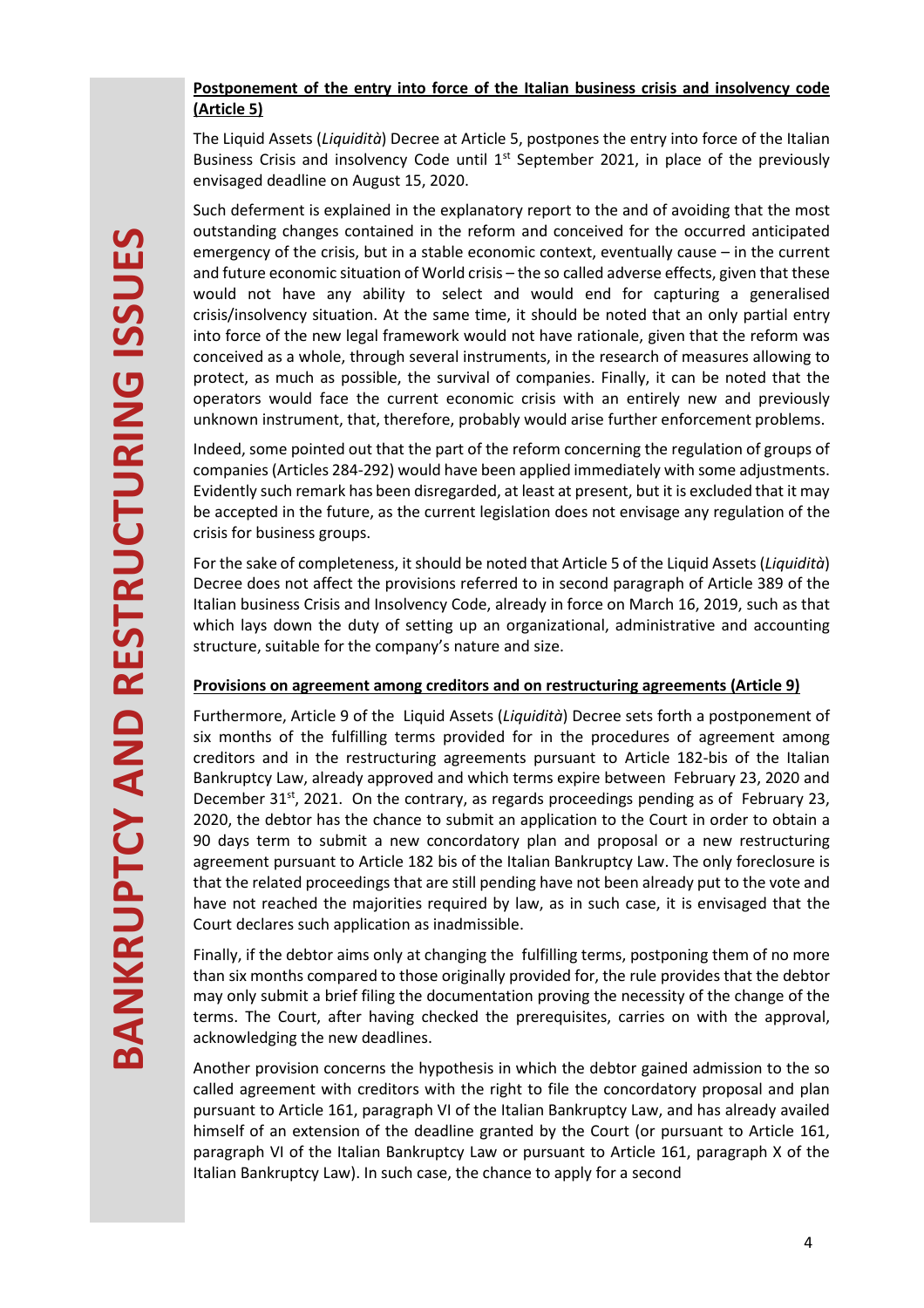**Postponement of the entry into force of the Italian business crisis and insolvency code (Article 5)**

The Liquid Assets (*Liquidità*) Decree at Article 5, postpones the entry into force of the Italian Business Crisis and insolvency Code until 1st September 2021, in place of the previously envisaged deadline on August 15, 2020.

Such deferment is explained in the explanatory report to the and of avoiding that the most outstanding changes contained in the reform and conceived for the occurred anticipated emergency of the crisis, but in a stable economic context, eventually cause – in the current and future economic situation of World crisis – the so called adverse effects, given that these would not have any ability to select and would end for capturing a generalised crisis/insolvency situation. At the same time, it should be noted that an only partial entry into force of the new legal framework would not have rationale, given that the reform was conceived as a whole, through several instruments, in the research of measures allowing to protect, as much as possible, the survival of companies. Finally, it can be noted that the operators would face the current economic crisis with an entirely new and previously unknown instrument, that, therefore, probably would arise further enforcement problems.

Indeed, some pointed out that the part of the reform concerning the regulation of groups of companies (Articles 284-292) would have been applied immediately with some adjustments. Evidently such remark has been disregarded, at least at present, but it is excluded that it may be accepted in the future, as the current legislation does not envisage any regulation of the crisis for business groups.

For the sake of completeness, it should be noted that Article 5 of the Liquid Assets (*Liquidità*) Decree does not affect the provisions referred to in second paragraph of Article 389 of the Italian business Crisis and Insolvency Code, already in force on March 16, 2019, such as that which lays down the duty of setting up an organizational, administrative and accounting structure, suitable for the company's nature and size.

**Provisions on agreement among creditors and on restructuring agreements (Article 9)**

Furthermore, Article 9 of the Liquid Assets (*Liquidità*) Decree sets forth a postponement of six months of the fulfilling terms provided for in the procedures of agreement among creditors and in the restructuring agreements pursuant to Article 182-bis of the Italian Bankruptcy Law, already approved and which terms expire between February 23, 2020 and December 31st, 2021. On the contrary, as regards proceedings pending as of February 23, 2020, the debtor has the chance to submit an application to the Court in order to obtain a 90 days term to submit a new concordatory plan and proposal or a new restructuring agreement pursuant to Article 182 bis of the Italian Bankruptcy Law. The only foreclosure is that the related proceedings that are still pending have not been already put to the vote and have not reached the majorities required by law, as in such case, it is envisaged that the Court declares such application as inadmissible.

Finally, if the debtor aims only at changing the fulfilling terms, postponing them of no more than six months compared to those originally provided for, the rule provides that the debtor may only submit a brief filing the documentation proving the necessity of the change of the terms. The Court, after having checked the prerequisites, carries on with the approval, acknowledging the new deadlines.

Another provision concerns the hypothesis in which the debtor gained admission to the so called agreement with creditors with the right to file the concordatory proposal and plan pursuant to Article 161, paragraph VI of the Italian Bankruptcy Law, and has already availed himself of an extension of the deadline granted by the Court (or pursuant to Article 161, paragraph VI of the Italian Bankruptcy Law or pursuant to Article 161, paragraph X of the Italian Bankruptcy Law). In such case, the chance to apply for a second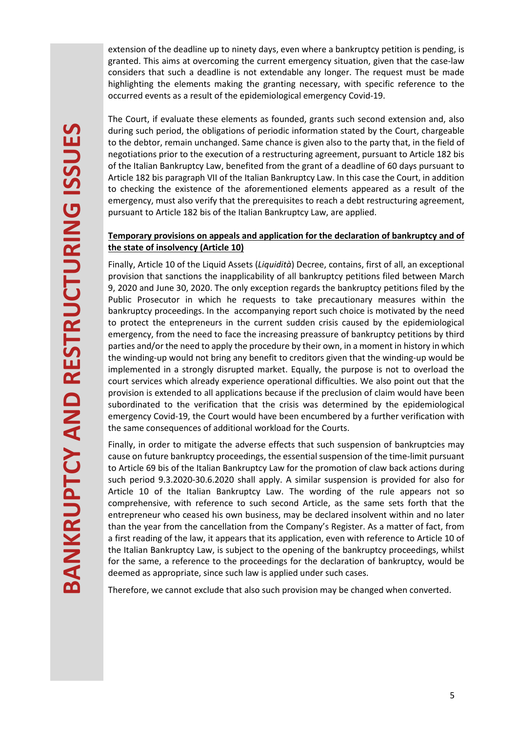extension of the deadline up to ninety days, even where a bankruptcy petition is pending, is granted. This aims at overcoming the current emergency situation, given that the case-law considers that such a deadline is not extendable any longer. The request must be made highlighting the elements making the granting necessary, with specific reference to the occurred events as a result of the epidemiological emergency Covid-19.

The Court, if evaluate these elements as founded, grants such second extension and, also during such period, the obligations of periodic information stated by the Court, chargeable to the debtor, remain unchanged. Same chance is given also to the party that, in the field of negotiations prior to the execution of a restructuring agreement, pursuant to Article 182 bis of the Italian Bankruptcy Law, benefited from the grant of a deadline of 60 days pursuant to Article 182 bis paragraph VII of the Italian Bankruptcy Law. In this case the Court, in addition to checking the existence of the aforementioned elements appeared as a result of the emergency, must also verify that the prerequisites to reach a debt restructuring agreement, pursuant to Article 182 bis of the Italian Bankruptcy Law, are applied.

**<u>Temporary provisions on appeals and application for the declaration of bankruptcy and of the state of insolvency (Article 10)</u>**

Finally, Article 10 of the Liquid Assets (*Liquidità*) Decree, contains, first of all, an exceptional provision that sanctions the inapplicability of all bankruptcy petitions filed between March 9, 2020 and June 30, 2020. The only exception regards the bankruptcy petitions filed by the Public Prosecutor in which he requests to take precautionary measures within the bankruptcy proceedings. In the accompanying report such choice is motivated by the need to protect the entepreneurs in the current sudden crisis caused by the epidemiological emergency, from the need to face the increasing preassure of bankruptcy petitions by third parties and/or the need to apply the procedure by their own, in a moment in history in which the winding-up would not bring any benefit to creditors given that the winding-up would be implemented in a strongly disrupted market. Equally, the purpose is not to overload the court services which already experience operational difficulties. We also point out that the provision is extended to all applications because if the preclusion of claim would have been subordinated to the verification that the crisis was determined by the epidemiological emergency Covid-19, the Court would have been encumbered by a further verification with the same consequences of additional workload for the Courts.

Finally, in order to mitigate the adverse effects that such suspension of bankruptcies may cause on future bankruptcy proceedings, the essential suspension of the time-limit pursuant to Article 69 bis of the Italian Bankruptcy Law for the promotion of claw back actions during such period 9.3.2020-30.6.2020 shall apply. A similar suspension is provided for also for Article 10 of the Italian Bankruptcy Law. The wording of the rule appears not so comprehensive, with reference to such second Article, as the same sets forth that the entrepreneur who ceased his own business, may be declared insolvent within and no later than the year from the cancellation from the Company's Register. As a matter of fact, from a first reading of the law, it appears that its application, even with reference to Article 10 of the Italian Bankruptcy Law, is subject to the opening of the bankruptcy proceedings, whilst for the same, a reference to the proceedings for the declaration of bankruptcy, would be deemed as appropriate, since such law is applied under such cases.

Therefore, we cannot exclude that also such provision may be changed when converted.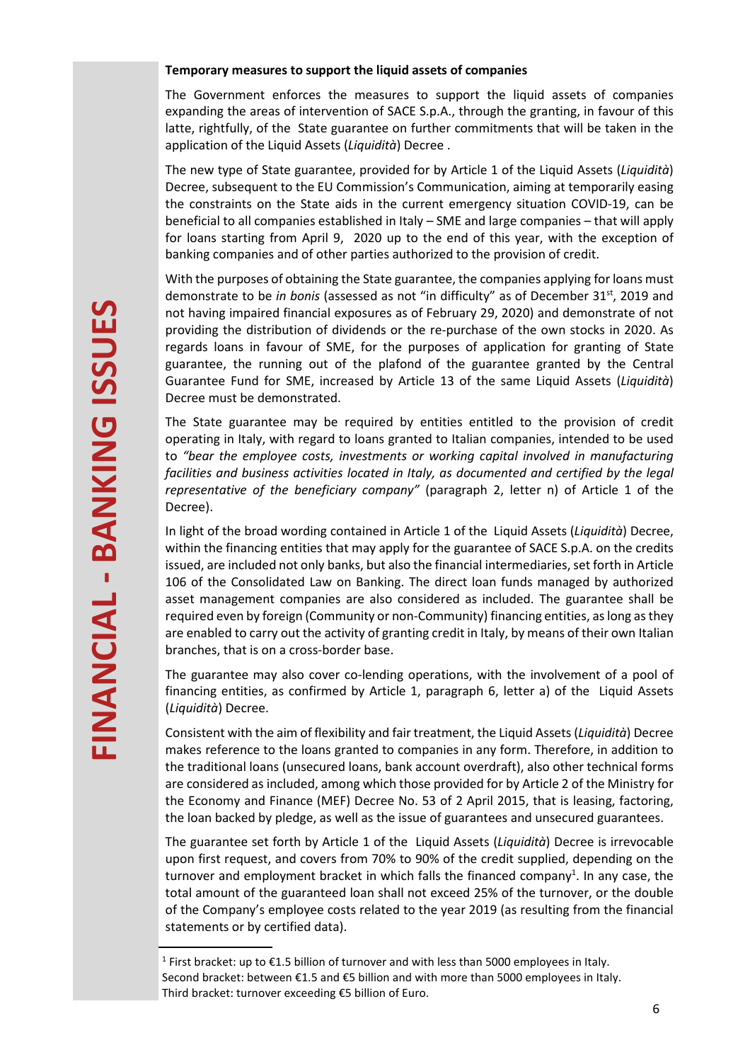**Temporary measures to support the liquid assets of companies**

The Government enforces the measures to support the liquid assets of companies expanding the areas of intervention of SACE S.p.A., through the granting, in favour of this latte, rightfully, of the State guarantee on further commitments that will be taken in the application of the Liquid Assets (*Liquidità*) Decree .

The new type of State guarantee, provided for by Article 1 of the Liquid Assets (*Liquidità*) Decree, subsequent to the EU Commission's Communication, aiming at temporarily easing the constraints on the State aids in the current emergency situation COVID-19, can be beneficial to all companies established in Italy – SME and large companies – that will apply for loans starting from April 9, 2020 up to the end of this year, with the exception of banking companies and of other parties authorized to the provision of credit.

With the purposes of obtaining the State guarantee, the companies applying for loans must demonstrate to be *in bonis* (assessed as not "in difficulty" as of December 31st, 2019 and not having impaired financial exposures as of February 29, 2020) and demonstrate of not providing the distribution of dividends or the re-purchase of the own stocks in 2020. As regards loans in favour of SME, for the purposes of application for granting of State guarantee, the running out of the plafond of the guarantee granted by the Central Guarantee Fund for SME, increased by Article 13 of the same Liquid Assets (*Liquidità*) Decree must be demonstrated.

The State guarantee may be required by entities entitled to the provision of credit operating in Italy, with regard to loans granted to Italian companies, intended to be used to *"bear the employee costs, investments or working capital involved in manufacturing facilities and business activities located in Italy, as documented and certified by the legal representative of the beneficiary company"* (paragraph 2, letter n) of Article 1 of the Decree).

In light of the broad wording contained in Article 1 of the Liquid Assets (*Liquidità*) Decree, within the financing entities that may apply for the guarantee of SACE S.p.A. on the credits issued, are included not only banks, but also the financial intermediaries, set forth in Article 106 of the Consolidated Law on Banking. The direct loan funds managed by authorized asset management companies are also considered as included. The guarantee shall be required even by foreign (Community or non-Community) financing entities, as long as they are enabled to carry out the activity of granting credit in Italy, by means of their own Italian branches, that is on a cross-border base.

The guarantee may also cover co-lending operations, with the involvement of a pool of financing entities, as confirmed by Article 1, paragraph 6, letter a) of the Liquid Assets (*Liquidità*) Decree.

Consistent with the aim of flexibility and fair treatment, the Liquid Assets (*Liquidità*) Decree makes reference to the loans granted to companies in any form. Therefore, in addition to the traditional loans (unsecured loans, bank account overdraft), also other technical forms are considered as included, among which those provided for by Article 2 of the Ministry for the Economy and Finance (MEF) Decree No. 53 of 2 April 2015, that is leasing, factoring, the loan backed by pledge, as well as the issue of guarantees and unsecured guarantees.

The guarantee set forth by Article 1 of the Liquid Assets (*Liquidità*) Decree is irrevocable upon first request, and covers from 70% to 90% of the credit supplied, depending on the turnover and employment bracket in which falls the financed company[1]. In any case, the total amount of the guaranteed loan shall not exceed 25% of the turnover, or the double of the Company's employee costs related to the year 2019 (as resulting from the financial statements or by certified data).

---

[1] First bracket: up to €1.5 billion of turnover and with less than 5000 employees in Italy.
Second bracket: between €1.5 and €5 billion and with more than 5000 employees in Italy.
Third bracket: turnover exceeding €5 billion of Euro.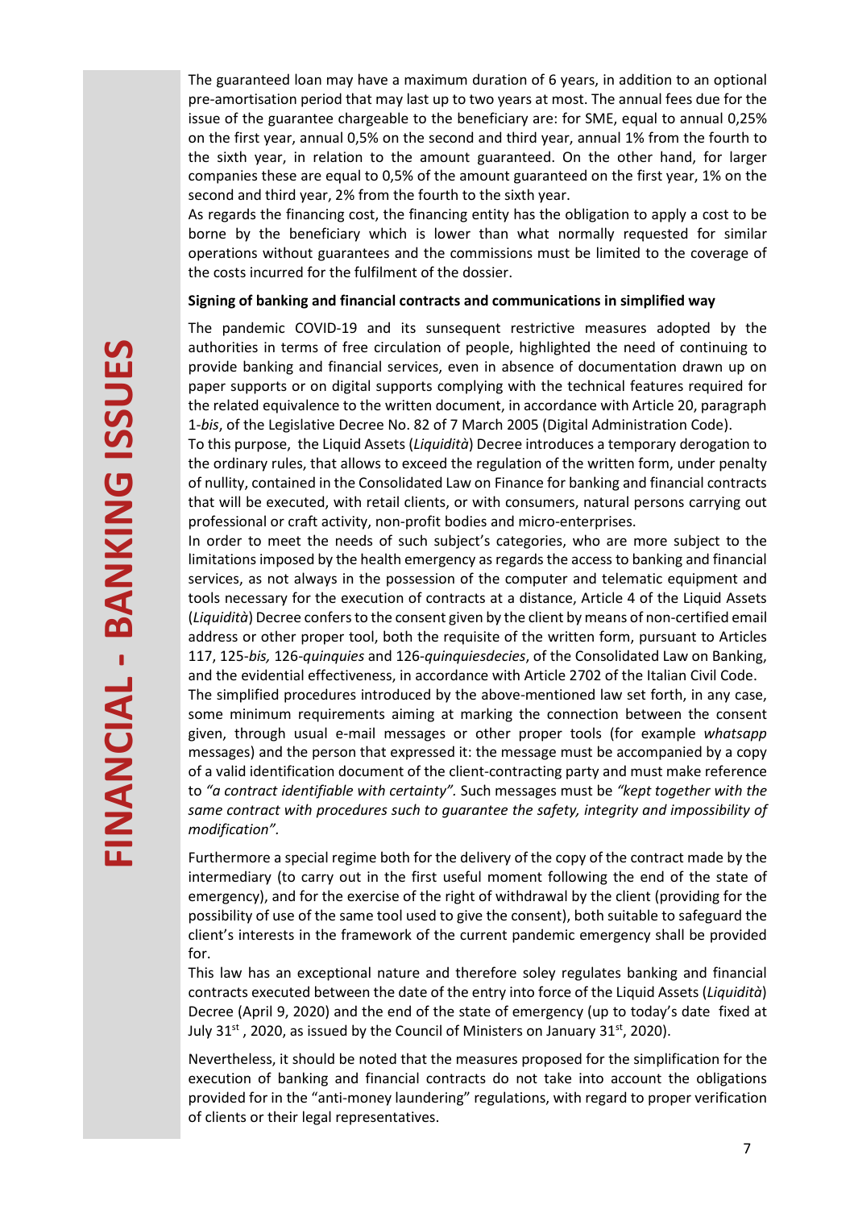The guaranteed loan may have a maximum duration of 6 years, in addition to an optional pre-amortisation period that may last up to two years at most. The annual fees due for the issue of the guarantee chargeable to the beneficiary are: for SME, equal to annual 0,25% on the first year, annual 0,5% on the second and third year, annual 1% from the fourth to the sixth year, in relation to the amount guaranteed. On the other hand, for larger companies these are equal to 0,5% of the amount guaranteed on the first year, 1% on the second and third year, 2% from the fourth to the sixth year.

As regards the financing cost, the financing entity has the obligation to apply a cost to be borne by the beneficiary which is lower than what normally requested for similar operations without guarantees and the commissions must be limited to the coverage of the costs incurred for the fulfilment of the dossier.

**Signing of banking and financial contracts and communications in simplified way**

The pandemic COVID-19 and its sunsequent restrictive measures adopted by the authorities in terms of free circulation of people, highlighted the need of continuing to provide banking and financial services, even in absence of documentation drawn up on paper supports or on digital supports complying with the technical features required for the related equivalence to the written document, in accordance with Article 20, paragraph 1-*bis*, of the Legislative Decree No. 82 of 7 March 2005 (Digital Administration Code).

To this purpose, the Liquid Assets (*Liquidità*) Decree introduces a temporary derogation to the ordinary rules, that allows to exceed the regulation of the written form, under penalty of nullity, contained in the Consolidated Law on Finance for banking and financial contracts that will be executed, with retail clients, or with consumers, natural persons carrying out professional or craft activity, non-profit bodies and micro-enterprises.

In order to meet the needs of such subject's categories, who are more subject to the limitations imposed by the health emergency as regards the access to banking and financial services, as not always in the possession of the computer and telematic equipment and tools necessary for the execution of contracts at a distance, Article 4 of the Liquid Assets (*Liquidità*) Decree confers to the consent given by the client by means of non-certified email address or other proper tool, both the requisite of the written form, pursuant to Articles 117, 125-*bis,* 126-*quinquies* and 126-*quinquiesdecies*, of the Consolidated Law on Banking, and the evidential effectiveness, in accordance with Article 2702 of the Italian Civil Code.

The simplified procedures introduced by the above-mentioned law set forth, in any case, some minimum requirements aiming at marking the connection between the consent given, through usual e-mail messages or other proper tools (for example *whatsapp* messages) and the person that expressed it: the message must be accompanied by a copy of a valid identification document of the client-contracting party and must make reference to *"a contract identifiable with certainty"*. Such messages must be *"kept together with the same contract with procedures such to guarantee the safety, integrity and impossibility of modification"*.

Furthermore a special regime both for the delivery of the copy of the contract made by the intermediary (to carry out in the first useful moment following the end of the state of emergency), and for the exercise of the right of withdrawal by the client (providing for the possibility of use of the same tool used to give the consent), both suitable to safeguard the client's interests in the framework of the current pandemic emergency shall be provided for.

This law has an exceptional nature and therefore soley regulates banking and financial contracts executed between the date of the entry into force of the Liquid Assets (*Liquidità*) Decree (April 9, 2020) and the end of the state of emergency (up to today's date fixed at July 31st , 2020, as issued by the Council of Ministers on January 31st, 2020).

Nevertheless, it should be noted that the measures proposed for the simplification for the execution of banking and financial contracts do not take into account the obligations provided for in the "anti-money laundering" regulations, with regard to proper verification of clients or their legal representatives.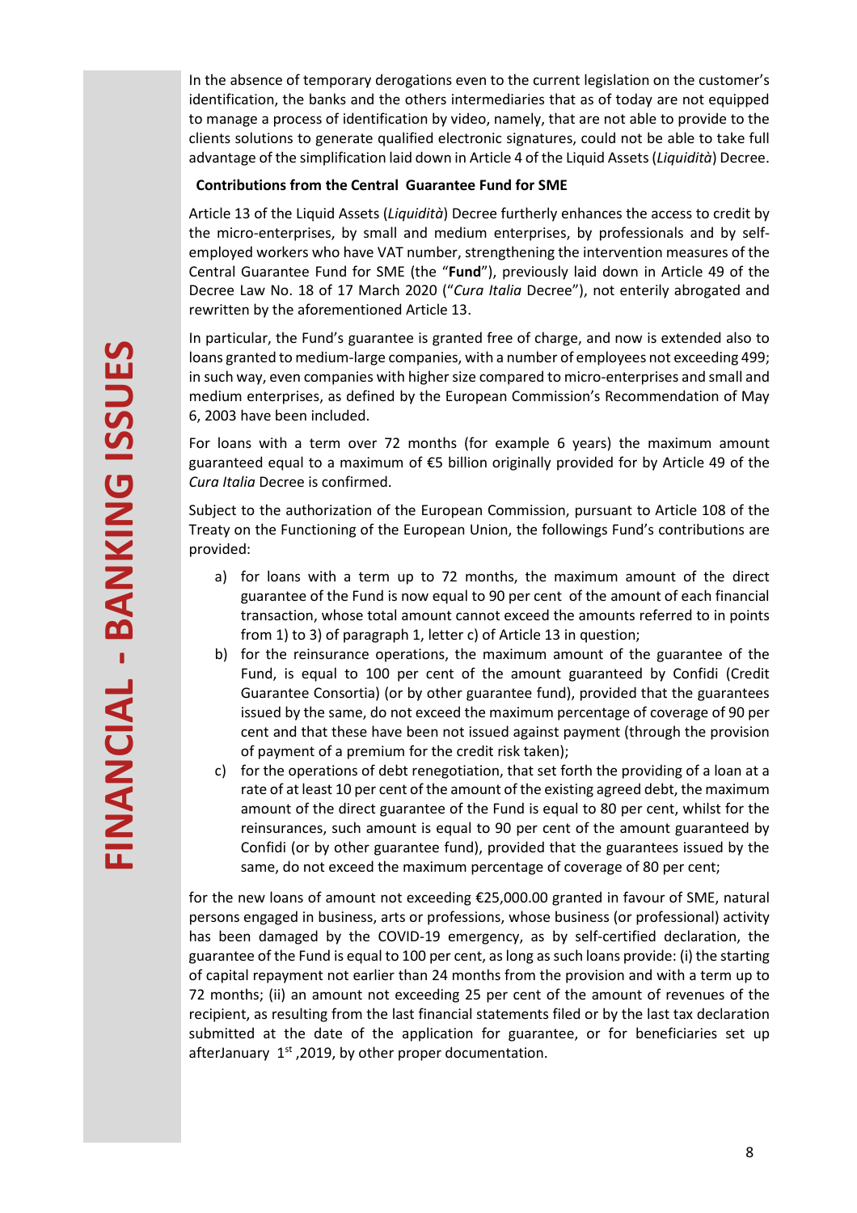In the absence of temporary derogations even to the current legislation on the customer's identification, the banks and the others intermediaries that as of today are not equipped to manage a process of identification by video, namely, that are not able to provide to the clients solutions to generate qualified electronic signatures, could not be able to take full advantage of the simplification laid down in Article 4 of the Liquid Assets (*Liquidità*) Decree.

**Contributions from the Central Guarantee Fund for SME**

Article 13 of the Liquid Assets (*Liquidità*) Decree furtherly enhances the access to credit by the micro-enterprises, by small and medium enterprises, by professionals and by self-employed workers who have VAT number, strengthening the intervention measures of the Central Guarantee Fund for SME (the "**Fund**"), previously laid down in Article 49 of the Decree Law No. 18 of 17 March 2020 ("*Cura Italia* Decree"), not enterily abrogated and rewritten by the aforementioned Article 13.

In particular, the Fund's guarantee is granted free of charge, and now is extended also to loans granted to medium-large companies, with a number of employees not exceeding 499; in such way, even companies with higher size compared to micro-enterprises and small and medium enterprises, as defined by the European Commission's Recommendation of May 6, 2003 have been included.

For loans with a term over 72 months (for example 6 years) the maximum amount guaranteed equal to a maximum of €5 billion originally provided for by Article 49 of the *Cura Italia* Decree is confirmed.

Subject to the authorization of the European Commission, pursuant to Article 108 of the Treaty on the Functioning of the European Union, the followings Fund's contributions are provided:

a) for loans with a term up to 72 months, the maximum amount of the direct guarantee of the Fund is now equal to 90 per cent of the amount of each financial transaction, whose total amount cannot exceed the amounts referred to in points from 1) to 3) of paragraph 1, letter c) of Article 13 in question;
b) for the reinsurance operations, the maximum amount of the guarantee of the Fund, is equal to 100 per cent of the amount guaranteed by Confidi (Credit Guarantee Consortia) (or by other guarantee fund), provided that the guarantees issued by the same, do not exceed the maximum percentage of coverage of 90 per cent and that these have been not issued against payment (through the provision of payment of a premium for the credit risk taken);
c) for the operations of debt renegotiation, that set forth the providing of a loan at a rate of at least 10 per cent of the amount of the existing agreed debt, the maximum amount of the direct guarantee of the Fund is equal to 80 per cent, whilst for the reinsurances, such amount is equal to 90 per cent of the amount guaranteed by Confidi (or by other guarantee fund), provided that the guarantees issued by the same, do not exceed the maximum percentage of coverage of 80 per cent;

for the new loans of amount not exceeding €25,000.00 granted in favour of SME, natural persons engaged in business, arts or professions, whose business (or professional) activity has been damaged by the COVID-19 emergency, as by self-certified declaration, the guarantee of the Fund is equal to 100 per cent, as long as such loans provide: (i) the starting of capital repayment not earlier than 24 months from the provision and with a term up to 72 months; (ii) an amount not exceeding 25 per cent of the amount of revenues of the recipient, as resulting from the last financial statements filed or by the last tax declaration submitted at the date of the application for guarantee, or for beneficiaries set up afterJanuary 1st ,2019, by other proper documentation.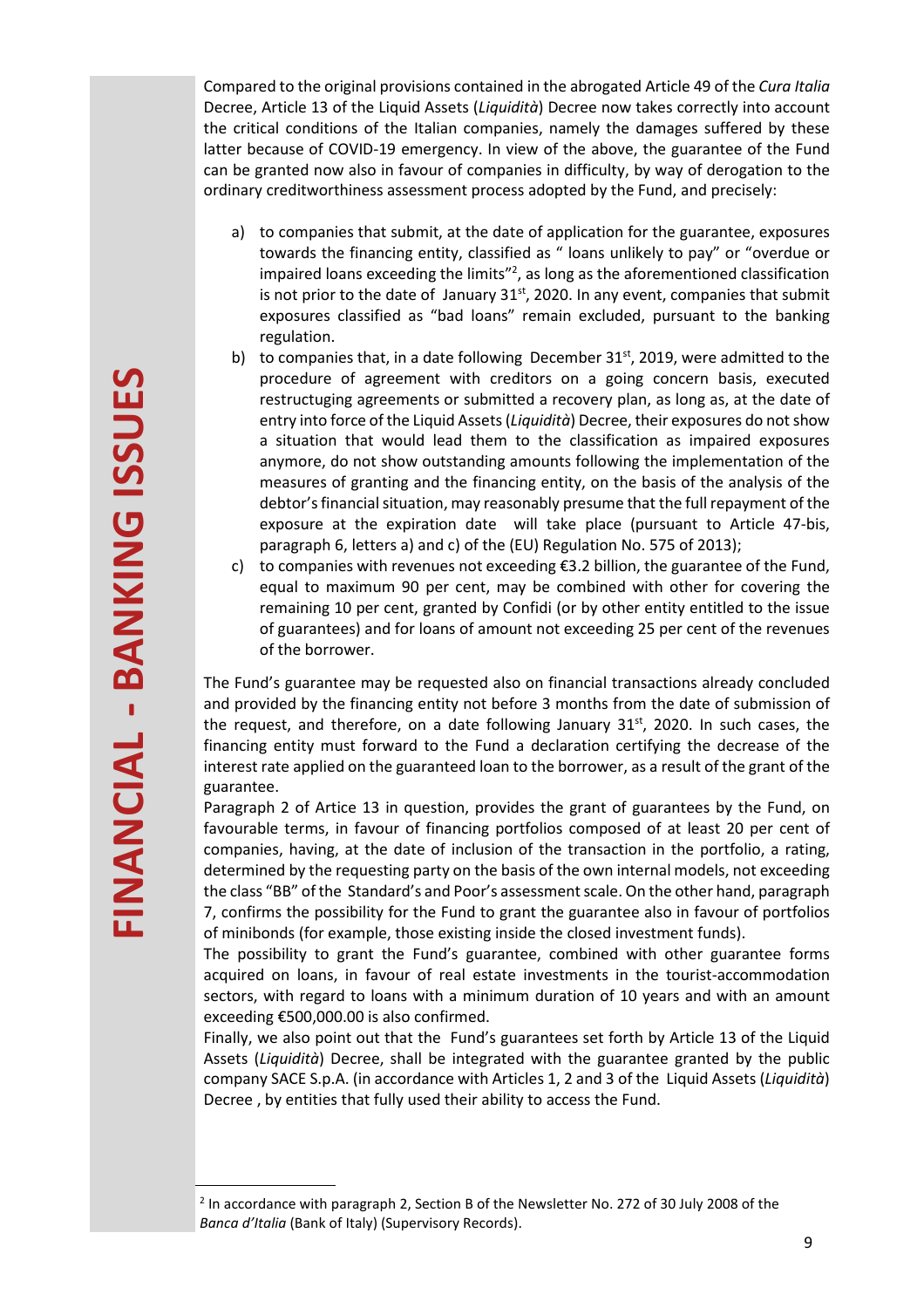Compared to the original provisions contained in the abrogated Article 49 of the *Cura Italia* Decree, Article 13 of the Liquid Assets (*Liquidità*) Decree now takes correctly into account the critical conditions of the Italian companies, namely the damages suffered by these latter because of COVID-19 emergency. In view of the above, the guarantee of the Fund can be granted now also in favour of companies in difficulty, by way of derogation to the ordinary creditworthiness assessment process adopted by the Fund, and precisely:

a) to companies that submit, at the date of application for the guarantee, exposures towards the financing entity, classified as " loans unlikely to pay" or "overdue or impaired loans exceeding the limits"[2], as long as the aforementioned classification is not prior to the date of January 31st, 2020. In any event, companies that submit exposures classified as "bad loans" remain excluded, pursuant to the banking regulation.
b) to companies that, in a date following December 31st, 2019, were admitted to the procedure of agreement with creditors on a going concern basis, executed restructuging agreements or submitted a recovery plan, as long as, at the date of entry into force of the Liquid Assets (*Liquidità*) Decree, their exposures do not show a situation that would lead them to the classification as impaired exposures anymore, do not show outstanding amounts following the implementation of the measures of granting and the financing entity, on the basis of the analysis of the debtor's financial situation, may reasonably presume that the full repayment of the exposure at the expiration date will take place (pursuant to Article 47-bis, paragraph 6, letters a) and c) of the (EU) Regulation No. 575 of 2013);
c) to companies with revenues not exceeding €3.2 billion, the guarantee of the Fund, equal to maximum 90 per cent, may be combined with other for covering the remaining 10 per cent, granted by Confidi (or by other entity entitled to the issue of guarantees) and for loans of amount not exceeding 25 per cent of the revenues of the borrower.

The Fund's guarantee may be requested also on financial transactions already concluded and provided by the financing entity not before 3 months from the date of submission of the request, and therefore, on a date following January 31st, 2020. In such cases, the financing entity must forward to the Fund a declaration certifying the decrease of the interest rate applied on the guaranteed loan to the borrower, as a result of the grant of the guarantee.

Paragraph 2 of Artice 13 in question, provides the grant of guarantees by the Fund, on favourable terms, in favour of financing portfolios composed of at least 20 per cent of companies, having, at the date of inclusion of the transaction in the portfolio, a rating, determined by the requesting party on the basis of the own internal models, not exceeding the class "BB" of the Standard's and Poor's assessment scale. On the other hand, paragraph 7, confirms the possibility for the Fund to grant the guarantee also in favour of portfolios of minibonds (for example, those existing inside the closed investment funds).

The possibility to grant the Fund's guarantee, combined with other guarantee forms acquired on loans, in favour of real estate investments in the tourist-accommodation sectors, with regard to loans with a minimum duration of 10 years and with an amount exceeding €500,000.00 is also confirmed.

Finally, we also point out that the Fund's guarantees set forth by Article 13 of the Liquid Assets (*Liquidità*) Decree, shall be integrated with the guarantee granted by the public company SACE S.p.A. (in accordance with Articles 1, 2 and 3 of the Liquid Assets (*Liquidità*) Decree , by entities that fully used their ability to access the Fund.

---

[2] In accordance with paragraph 2, Section B of the Newsletter No. 272 of 30 July 2008 of the *Banca d'Italia* (Bank of Italy) (Supervisory Records).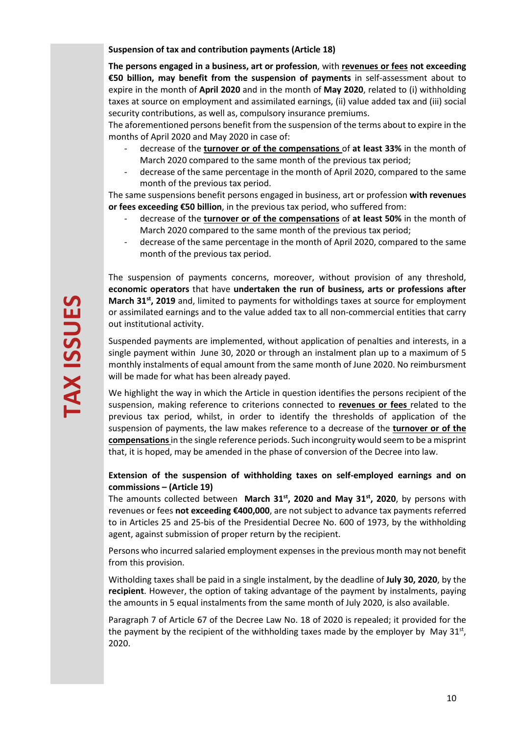**Suspension of tax and contribution payments (Article 18)**

**The persons engaged in a business, art or profession**, with **revenues or fees not exceeding €50 billion, may benefit from the suspension of payments** in self-assessment about to expire in the month of **April 2020** and in the month of **May 2020**, related to (i) withholding taxes at source on employment and assimilated earnings, (ii) value added tax and (iii) social security contributions, as well as, compulsory insurance premiums.

The aforementioned persons benefit from the suspension of the terms about to expire in the months of April 2020 and May 2020 in case of:

- decrease of the **turnover or of the compensations** of **at least 33%** in the month of March 2020 compared to the same month of the previous tax period;
- decrease of the same percentage in the month of April 2020, compared to the same month of the previous tax period.

The same suspensions benefit persons engaged in business, art or profession **with revenues or fees exceeding €50 billion**, in the previous tax period, who suffered from:

- decrease of the **turnover or of the compensations** of **at least 50%** in the month of March 2020 compared to the same month of the previous tax period;
- decrease of the same percentage in the month of April 2020, compared to the same month of the previous tax period.

The suspension of payments concerns, moreover, without provision of any threshold, **economic operators** that have **undertaken the run of business, arts or professions after March 31st, 2019** and, limited to payments for witholdings taxes at source for employment or assimilated earnings and to the value added tax to all non-commercial entities that carry out institutional activity.

Suspended payments are implemented, without application of penalties and interests, in a single payment within June 30, 2020 or through an instalment plan up to a maximum of 5 monthly instalments of equal amount from the same month of June 2020. No reimbursment will be made for what has been already payed.

We highlight the way in which the Article in question identifies the persons recipient of the suspension, making reference to criterions connected to **revenues or fees** related to the previous tax period, whilst, in order to identify the thresholds of application of the suspension of payments, the law makes reference to a decrease of the **turnover or of the compensations** in the single reference periods. Such incongruity would seem to be a misprint that, it is hoped, may be amended in the phase of conversion of the Decree into law.

**Extension of the suspension of withholding taxes on self-employed earnings and on commissions – (Article 19)**

The amounts collected between **March 31st, 2020 and May 31st, 2020**, by persons with revenues or fees **not exceeding €400,000**, are not subject to advance tax payments referred to in Articles 25 and 25-bis of the Presidential Decree No. 600 of 1973, by the withholding agent, against submission of proper return by the recipient.

Persons who incurred salaried employment expenses in the previous month may not benefit from this provision.

Witholding taxes shall be paid in a single instalment, by the deadline of **July 30, 2020**, by the **recipient**. However, the option of taking advantage of the payment by instalments, paying the amounts in 5 equal instalments from the same month of July 2020, is also available.

Paragraph 7 of Article 67 of the Decree Law No. 18 of 2020 is repealed; it provided for the the payment by the recipient of the withholding taxes made by the employer by May 31st, 2020.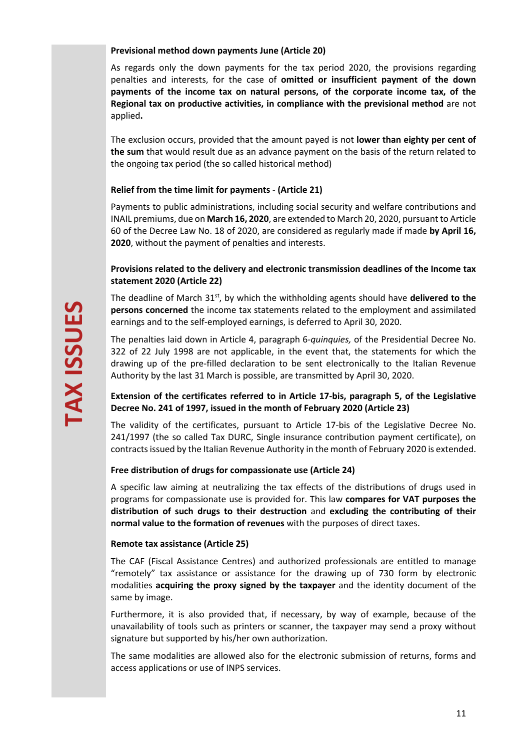**Previsional method down payments June (Article 20)**

As regards only the down payments for the tax period 2020, the provisions regarding penalties and interests, for the case of **omitted or insufficient payment of the down payments of the income tax on natural persons, of the corporate income tax, of the Regional tax on productive activities, in compliance with the previsional method** are not applied**.**

The exclusion occurs, provided that the amount payed is not **lower than eighty per cent of the sum** that would result due as an advance payment on the basis of the return related to the ongoing tax period (the so called historical method)

**Relief from the time limit for payments** - **(Article 21)**

Payments to public administrations, including social security and welfare contributions and INAIL premiums, due on **March 16, 2020**, are extended to March 20, 2020, pursuant to Article 60 of the Decree Law No. 18 of 2020, are considered as regularly made if made **by April 16, 2020**, without the payment of penalties and interests.

**Provisions related to the delivery and electronic transmission deadlines of the Income tax statement 2020 (Article 22)**

The deadline of March 31st, by which the withholding agents should have **delivered to the persons concerned** the income tax statements related to the employment and assimilated earnings and to the self-employed earnings, is deferred to April 30, 2020.

The penalties laid down in Article 4, paragraph 6-*quinquies,* of the Presidential Decree No. 322 of 22 July 1998 are not applicable, in the event that, the statements for which the drawing up of the pre-filled declaration to be sent electronically to the Italian Revenue Authority by the last 31 March is possible, are transmitted by April 30, 2020.

**Extension of the certificates referred to in Article 17-bis, paragraph 5, of the Legislative Decree No. 241 of 1997, issued in the month of February 2020 (Article 23)**

The validity of the certificates, pursuant to Article 17-bis of the Legislative Decree No. 241/1997 (the so called Tax DURC, Single insurance contribution payment certificate), on contracts issued by the Italian Revenue Authority in the month of February 2020 is extended.

**Free distribution of drugs for compassionate use (Article 24)**

A specific law aiming at neutralizing the tax effects of the distributions of drugs used in programs for compassionate use is provided for. This law **compares for VAT purposes the distribution of such drugs to their destruction** and **excluding the contributing of their normal value to the formation of revenues** with the purposes of direct taxes.

**Remote tax assistance (Article 25)**

The CAF (Fiscal Assistance Centres) and authorized professionals are entitled to manage "remotely" tax assistance or assistance for the drawing up of 730 form by electronic modalities **acquiring the proxy signed by the taxpayer** and the identity document of the same by image.

Furthermore, it is also provided that, if necessary, by way of example, because of the unavailability of tools such as printers or scanner, the taxpayer may send a proxy without signature but supported by his/her own authorization.

The same modalities are allowed also for the electronic submission of returns, forms and access applications or use of INPS services.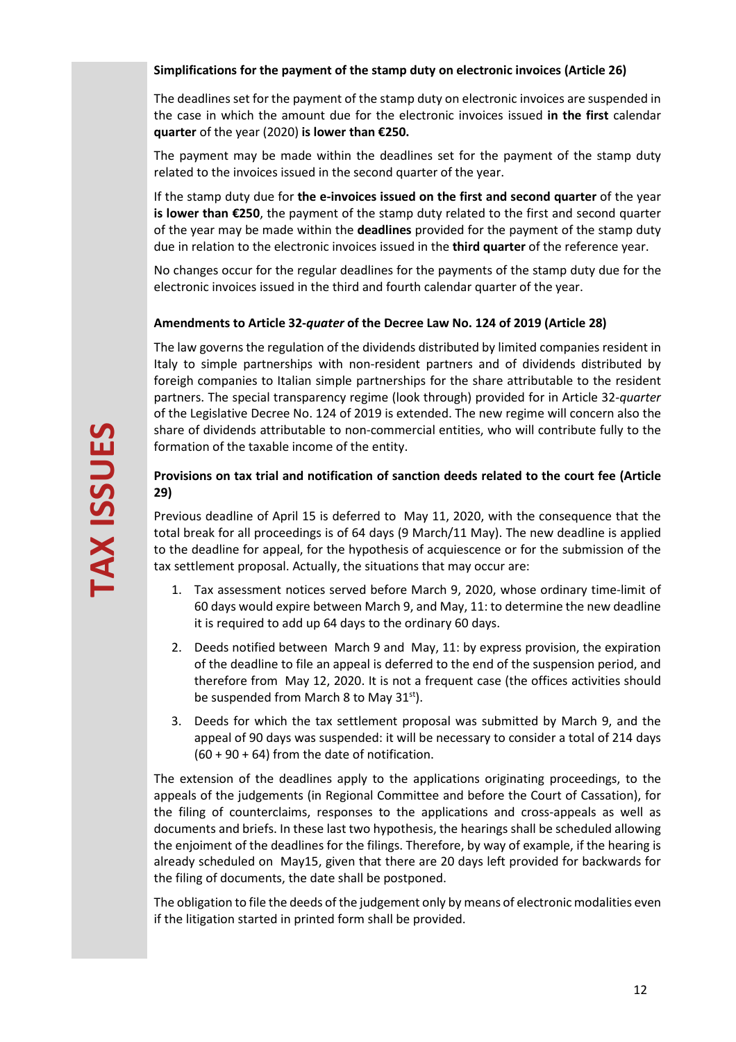**TAX ISSUES**

### Simplifications for the payment of the stamp duty on electronic invoices (Article 26)

The deadlines set for the payment of the stamp duty on electronic invoices are suspended in the case in which the amount due for the electronic invoices issued **in the first** calendar **quarter** of the year (2020) **is lower than €250.**

The payment may be made within the deadlines set for the payment of the stamp duty related to the invoices issued in the second quarter of the year.

If the stamp duty due for **the e-invoices issued on the first and second quarter** of the year **is lower than €250**, the payment of the stamp duty related to the first and second quarter of the year may be made within the **deadlines** provided for the payment of the stamp duty due in relation to the electronic invoices issued in the **third quarter** of the reference year.

No changes occur for the regular deadlines for the payments of the stamp duty due for the electronic invoices issued in the third and fourth calendar quarter of the year.

### Amendments to Article 32-*quater* of the Decree Law No. 124 of 2019 (Article 28)

The law governs the regulation of the dividends distributed by limited companies resident in Italy to simple partnerships with non-resident partners and of dividends distributed by foreigh companies to Italian simple partnerships for the share attributable to the resident partners. The special transparency regime (look through) provided for in Article 32-*quater* of the Legislative Decree No. 124 of 2019 is extended. The new regime will concern also the share of dividends attributable to non-commercial entities, who will contribute fully to the formation of the taxable income of the entity.

### Provisions on tax trial and notification of sanction deeds related to the court fee (Article 29)

Previous deadline of April 15 is deferred to May 11, 2020, with the consequence that the total break for all proceedings is of 64 days (9 March/11 May). The new deadline is applied to the deadline for appeal, for the hypothesis of acquiescence or for the submission of the tax settlement proposal. Actually, the situations that may occur are:

1. Tax assessment notices served before March 9, 2020, whose ordinary time-limit of 60 days would expire between March 9, and May, 11: to determine the new deadline it is required to add up 64 days to the ordinary 60 days.
2. Deeds notified between March 9 and May, 11: by express provision, the expiration of the deadline to file an appeal is deferred to the end of the suspension period, and therefore from May 12, 2020. It is not a frequent case (the offices activities should be suspended from March 8 to May 31st).
3. Deeds for which the tax settlement proposal was submitted by March 9, and the appeal of 90 days was suspended: it will be necessary to consider a total of 214 days (60 + 90 + 64) from the date of notification.

The extension of the deadlines apply to the applications originating proceedings, to the appeals of the judgements (in Regional Committee and before the Court of Cassation), for the filing of counterclaims, responses to the applications and cross-appeals as well as documents and briefs. In these last two hypothesis, the hearings shall be scheduled allowing the enjoiment of the deadlines for the filings. Therefore, by way of example, if the hearing is already scheduled on May15, given that there are 20 days left provided for backwards for the filing of documents, the date shall be postponed.

The obligation to file the deeds of the judgement only by means of electronic modalities even if the litigation started in printed form shall be provided.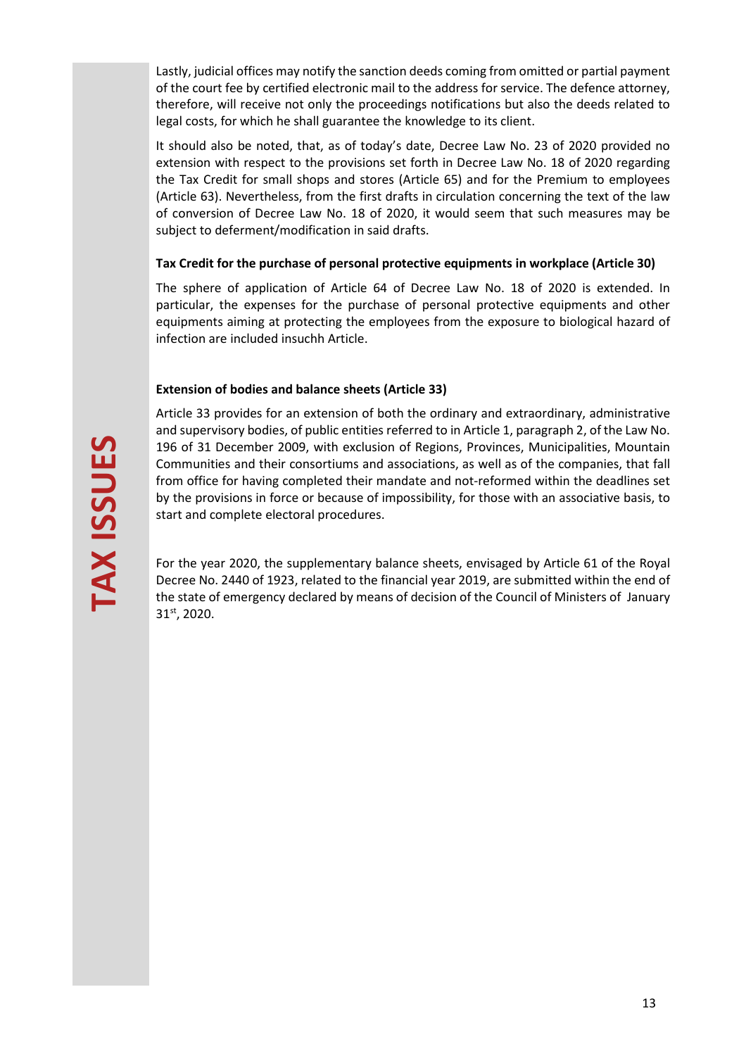Lastly, judicial offices may notify the sanction deeds coming from omitted or partial payment of the court fee by certified electronic mail to the address for service. The defence attorney, therefore, will receive not only the proceedings notifications but also the deeds related to legal costs, for which he shall guarantee the knowledge to its client.

It should also be noted, that, as of today's date, Decree Law No. 23 of 2020 provided no extension with respect to the provisions set forth in Decree Law No. 18 of 2020 regarding the Tax Credit for small shops and stores (Article 65) and for the Premium to employees (Article 63). Nevertheless, from the first drafts in circulation concerning the text of the law of conversion of Decree Law No. 18 of 2020, it would seem that such measures may be subject to deferment/modification in said drafts.

**Tax Credit for the purchase of personal protective equipments in workplace (Article 30)**

The sphere of application of Article 64 of Decree Law No. 18 of 2020 is extended. In particular, the expenses for the purchase of personal protective equipments and other equipments aiming at protecting the employees from the exposure to biological hazard of infection are included insuchh Article.

**Extension of bodies and balance sheets (Article 33)**

Article 33 provides for an extension of both the ordinary and extraordinary, administrative and supervisory bodies, of public entities referred to in Article 1, paragraph 2, of the Law No. 196 of 31 December 2009, with exclusion of Regions, Provinces, Municipalities, Mountain Communities and their consortiums and associations, as well as of the companies, that fall from office for having completed their mandate and not-reformed within the deadlines set by the provisions in force or because of impossibility, for those with an associative basis, to start and complete electoral procedures.

For the year 2020, the supplementary balance sheets, envisaged by Article 61 of the Royal Decree No. 2440 of 1923, related to the financial year 2019, are submitted within the end of the state of emergency declared by means of decision of the Council of Ministers of January 31st, 2020.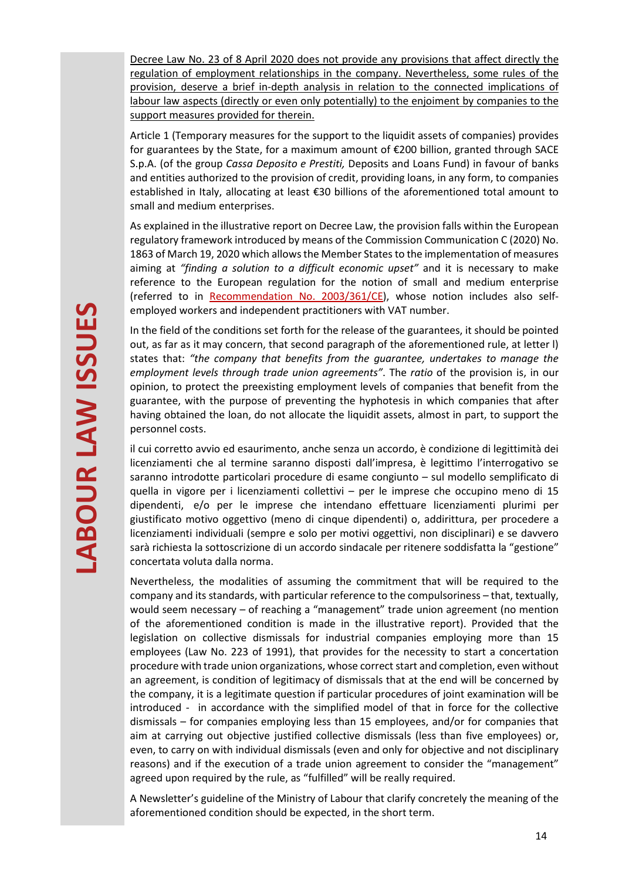Decree Law No. 23 of 8 April 2020 does not provide any provisions that affect directly the regulation of employment relationships in the company. Nevertheless, some rules of the provision, deserve a brief in-depth analysis in relation to the connected implications of labour law aspects (directly or even only potentially) to the enjoiment by companies to the support measures provided for therein.

Article 1 (Temporary measures for the support to the liquidit assets of companies) provides for guarantees by the State, for a maximum amount of €200 billion, granted through SACE S.p.A. (of the group *Cassa Deposito e Prestiti,* Deposits and Loans Fund) in favour of banks and entities authorized to the provision of credit, providing loans, in any form, to companies established in Italy, allocating at least €30 billions of the aforementioned total amount to small and medium enterprises.

As explained in the illustrative report on Decree Law, the provision falls within the European regulatory framework introduced by means of the Commission Communication C (2020) No. 1863 of March 19, 2020 which allows the Member States to the implementation of measures aiming at *"finding a solution to a difficult economic upset"* and it is necessary to make reference to the European regulation for the notion of small and medium enterprise (referred to in Recommendation No. 2003/361/CE), whose notion includes also self-employed workers and independent practitioners with VAT number.

In the field of the conditions set forth for the release of the guarantees, it should be pointed out, as far as it may concern, that second paragraph of the aforementioned rule, at letter l) states that: *"the company that benefits from the guarantee, undertakes to manage the employment levels through trade union agreements"*. The *ratio* of the provision is, in our opinion, to protect the preexisting employment levels of companies that benefit from the guarantee, with the purpose of preventing the hyphotesis in which companies that after having obtained the loan, do not allocate the liquidit assets, almost in part, to support the personnel costs.

il cui corretto avvio ed esaurimento, anche senza un accordo, è condizione di legittimità dei licenziamenti che al termine saranno disposti dall'impresa, è legittimo l'interrogativo se saranno introdotte particolari procedure di esame congiunto – sul modello semplificato di quella in vigore per i licenziamenti collettivi – per le imprese che occupino meno di 15 dipendenti, e/o per le imprese che intendano effettuare licenziamenti plurimi per giustificato motivo oggettivo (meno di cinque dipendenti) o, addirittura, per procedere a licenziamenti individuali (sempre e solo per motivi oggettivi, non disciplinari) e se davvero sarà richiesta la sottoscrizione di un accordo sindacale per ritenere soddisfatta la "gestione" concertata voluta dalla norma.

Nevertheless, the modalities of assuming the commitment that will be required to the company and its standards, with particular reference to the compulsoriness – that, textually, would seem necessary – of reaching a "management" trade union agreement (no mention of the aforementioned condition is made in the illustrative report). Provided that the legislation on collective dismissals for industrial companies employing more than 15 employees (Law No. 223 of 1991), that provides for the necessity to start a concertation procedure with trade union organizations, whose correct start and completion, even without an agreement, is condition of legitimacy of dismissals that at the end will be concerned by the company, it is a legitimate question if particular procedures of joint examination will be introduced - in accordance with the simplified model of that in force for the collective dismissals – for companies employing less than 15 employees, and/or for companies that aim at carrying out objective justified collective dismissals (less than five employees) or, even, to carry on with individual dismissals (even and only for objective and not disciplinary reasons) and if the execution of a trade union agreement to consider the "management" agreed upon required by the rule, as "fulfilled" will be really required.

A Newsletter's guideline of the Ministry of Labour that clarify concretely the meaning of the aforementioned condition should be expected, in the short term.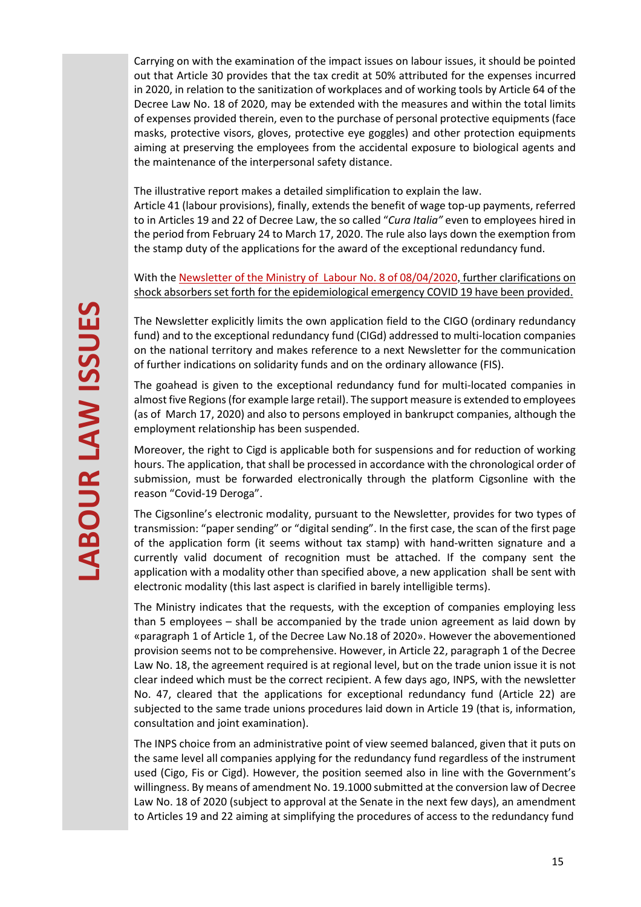Carrying on with the examination of the impact issues on labour issues, it should be pointed out that Article 30 provides that the tax credit at 50% attributed for the expenses incurred in 2020, in relation to the sanitization of workplaces and of working tools by Article 64 of the Decree Law No. 18 of 2020, may be extended with the measures and within the total limits of expenses provided therein, even to the purchase of personal protective equipments (face masks, protective visors, gloves, protective eye goggles) and other protection equipments aiming at preserving the employees from the accidental exposure to biological agents and the maintenance of the interpersonal safety distance.

The illustrative report makes a detailed simplification to explain the law.
Article 41 (labour provisions), finally, extends the benefit of wage top-up payments, referred to in Articles 19 and 22 of Decree Law, the so called "*Cura Italia"* even to employees hired in the period from February 24 to March 17, 2020. The rule also lays down the exemption from the stamp duty of the applications for the award of the exceptional redundancy fund.

With the Newsletter of the Ministry of Labour No. 8 of 08/04/2020, further clarifications on shock absorbers set forth for the epidemiological emergency COVID 19 have been provided.

The Newsletter explicitly limits the own application field to the CIGO (ordinary redundancy fund) and to the exceptional redundancy fund (CIGd) addressed to multi-location companies on the national territory and makes reference to a next Newsletter for the communication of further indications on solidarity funds and on the ordinary allowance (FIS).

The goahead is given to the exceptional redundancy fund for multi-located companies in almost five Regions (for example large retail). The support measure is extended to employees (as of March 17, 2020) and also to persons employed in bankrupt companies, although the employment relationship has been suspended.

Moreover, the right to Cigd is applicable both for suspensions and for reduction of working hours. The application, that shall be processed in accordance with the chronological order of submission, must be forwarded electronically through the platform Cigsonline with the reason "Covid-19 Deroga".

The Cigsonline's electronic modality, pursuant to the Newsletter, provides for two types of transmission: "paper sending" or "digital sending". In the first case, the scan of the first page of the application form (it seems without tax stamp) with hand-written signature and a currently valid document of recognition must be attached. If the company sent the application with a modality other than specified above, a new application shall be sent with electronic modality (this last aspect is clarified in barely intelligible terms).

The Ministry indicates that the requests, with the exception of companies employing less than 5 employees – shall be accompanied by the trade union agreement as laid down by «paragraph 1 of Article 1, of the Decree Law No.18 of 2020». However the abovementioned provision seems not to be comprehensive. However, in Article 22, paragraph 1 of the Decree Law No. 18, the agreement required is at regional level, but on the trade union issue it is not clear indeed which must be the correct recipient. A few days ago, INPS, with the newsletter No. 47, cleared that the applications for exceptional redundancy fund (Article 22) are subjected to the same trade unions procedures laid down in Article 19 (that is, information, consultation and joint examination).

The INPS choice from an administrative point of view seemed balanced, given that it puts on the same level all companies applying for the redundancy fund regardless of the instrument used (Cigo, Fis or Cigd). However, the position seemed also in line with the Government's willingness. By means of amendment No. 19.1000 submitted at the conversion law of Decree Law No. 18 of 2020 (subject to approval at the Senate in the next few days), an amendment to Articles 19 and 22 aiming at simplifying the procedures of access to the redundancy fund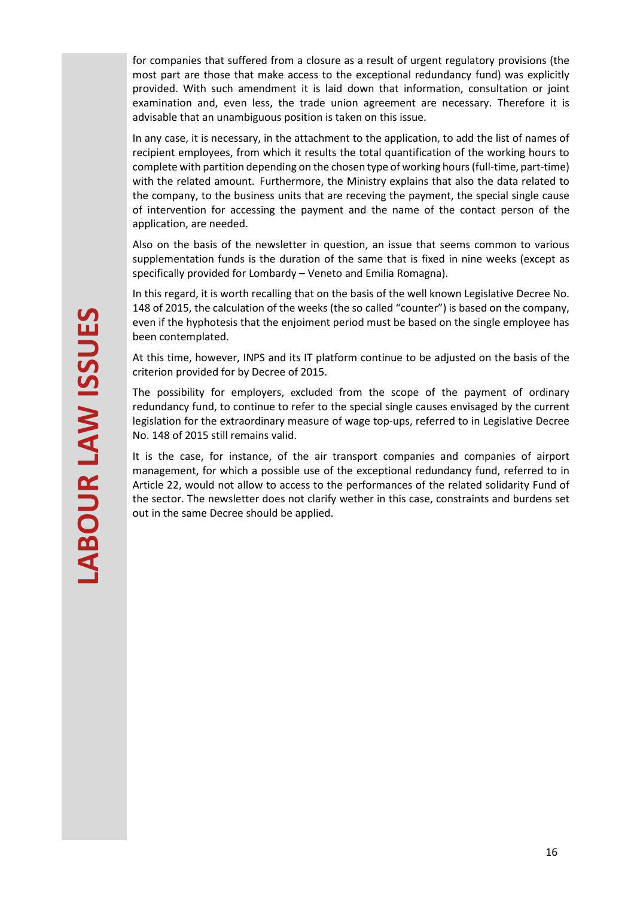for companies that suffered from a closure as a result of urgent regulatory provisions (the most part are those that make access to the exceptional redundancy fund) was explicitly provided. With such amendment it is laid down that information, consultation or joint examination and, even less, the trade union agreement are necessary. Therefore it is advisable that an unambiguous position is taken on this issue.

In any case, it is necessary, in the attachment to the application, to add the list of names of recipient employees, from which it results the total quantification of the working hours to complete with partition depending on the chosen type of working hours (full-time, part-time) with the related amount. Furthermore, the Ministry explains that also the data related to the company, to the business units that are receving the payment, the special single cause of intervention for accessing the payment and the name of the contact person of the application, are needed.

Also on the basis of the newsletter in question, an issue that seems common to various supplementation funds is the duration of the same that is fixed in nine weeks (except as specifically provided for Lombardy – Veneto and Emilia Romagna).

In this regard, it is worth recalling that on the basis of the well known Legislative Decree No. 148 of 2015, the calculation of the weeks (the so called "counter") is based on the company, even if the hyphotesis that the enjoiment period must be based on the single employee has been contemplated.

At this time, however, INPS and its IT platform continue to be adjusted on the basis of the criterion provided for by Decree of 2015.

The possibility for employers, excluded from the scope of the payment of ordinary redundancy fund, to continue to refer to the special single causes envisaged by the current legislation for the extraordinary measure of wage top-ups, referred to in Legislative Decree No. 148 of 2015 still remains valid.

It is the case, for instance, of the air transport companies and companies of airport management, for which a possible use of the exceptional redundancy fund, referred to in Article 22, would not allow to access to the performances of the related solidarity Fund of the sector. The newsletter does not clarify wether in this case, constraints and burdens set out in the same Decree should be applied.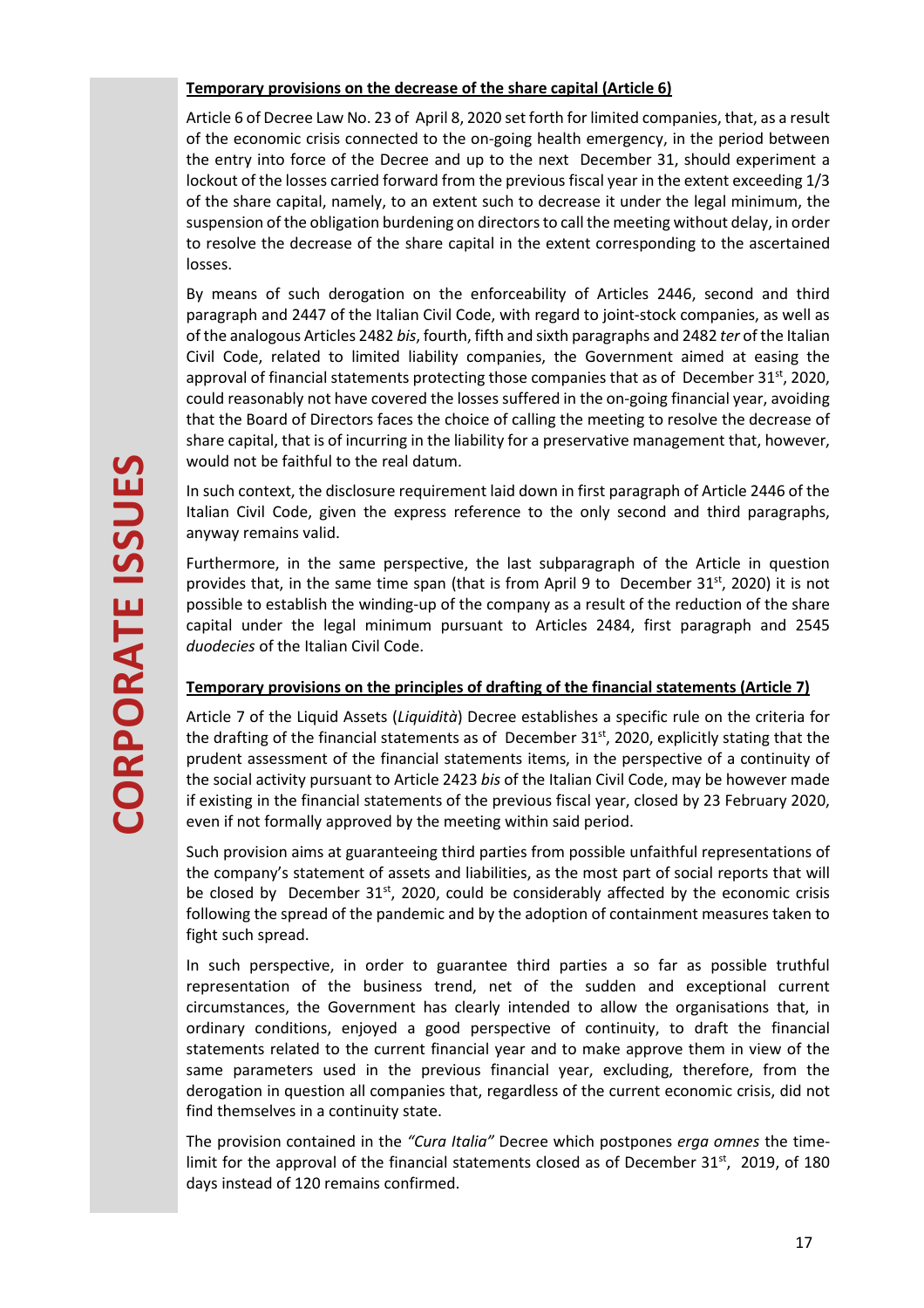**Temporary provisions on the decrease of the share capital (Article 6)**

Article 6 of Decree Law No. 23 of April 8, 2020 set forth for limited companies, that, as a result of the economic crisis connected to the on-going health emergency, in the period between the entry into force of the Decree and up to the next December 31, should experiment a lockout of the losses carried forward from the previous fiscal year in the extent exceeding 1/3 of the share capital, namely, to an extent such to decrease it under the legal minimum, the suspension of the obligation burdening on directors to call the meeting without delay, in order to resolve the decrease of the share capital in the extent corresponding to the ascertained losses.

By means of such derogation on the enforceability of Articles 2446, second and third paragraph and 2447 of the Italian Civil Code, with regard to joint-stock companies, as well as of the analogous Articles 2482 *bis*, fourth, fifth and sixth paragraphs and 2482 *ter* of the Italian Civil Code, related to limited liability companies, the Government aimed at easing the approval of financial statements protecting those companies that as of December 31st, 2020, could reasonably not have covered the losses suffered in the on-going financial year, avoiding that the Board of Directors faces the choice of calling the meeting to resolve the decrease of share capital, that is of incurring in the liability for a preservative management that, however, would not be faithful to the real datum.

In such context, the disclosure requirement laid down in first paragraph of Article 2446 of the Italian Civil Code, given the express reference to the only second and third paragraphs, anyway remains valid.

Furthermore, in the same perspective, the last subparagraph of the Article in question provides that, in the same time span (that is from April 9 to December 31st, 2020) it is not possible to establish the winding-up of the company as a result of the reduction of the share capital under the legal minimum pursuant to Articles 2484, first paragraph and 2545 *duodecies* of the Italian Civil Code.

**Temporary provisions on the principles of drafting of the financial statements (Article 7)**

Article 7 of the Liquid Assets (*Liquidità*) Decree establishes a specific rule on the criteria for the drafting of the financial statements as of December 31st, 2020, explicitly stating that the prudent assessment of the financial statements items, in the perspective of a continuity of the social activity pursuant to Article 2423 *bis* of the Italian Civil Code, may be however made if existing in the financial statements of the previous fiscal year, closed by 23 February 2020, even if not formally approved by the meeting within said period.

Such provision aims at guaranteeing third parties from possible unfaithful representations of the company's statement of assets and liabilities, as the most part of social reports that will be closed by December 31st, 2020, could be considerably affected by the economic crisis following the spread of the pandemic and by the adoption of containment measures taken to fight such spread.

In such perspective, in order to guarantee third parties a so far as possible truthful representation of the business trend, net of the sudden and exceptional current circumstances, the Government has clearly intended to allow the organisations that, in ordinary conditions, enjoyed a good perspective of continuity, to draft the financial statements related to the current financial year and to make approve them in view of the same parameters used in the previous financial year, excluding, therefore, from the derogation in question all companies that, regardless of the current economic crisis, did not find themselves in a continuity state.

The provision contained in the *"Cura Italia"* Decree which postpones *erga omnes* the time-limit for the approval of the financial statements closed as of December 31st, 2019, of 180 days instead of 120 remains confirmed.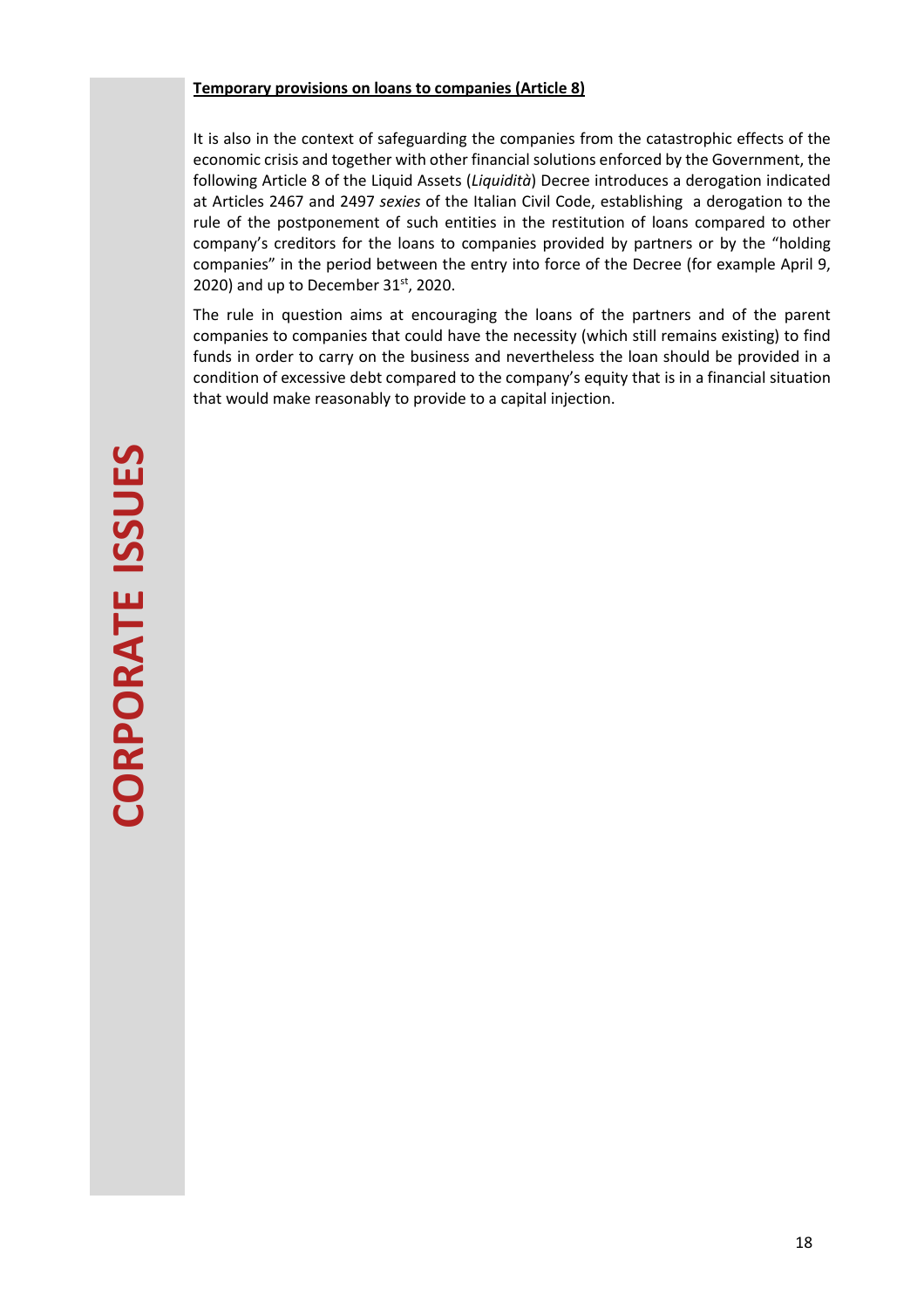**Temporary provisions on loans to companies (Article 8)**

It is also in the context of safeguarding the companies from the catastrophic effects of the economic crisis and together with other financial solutions enforced by the Government, the following Article 8 of the Liquid Assets (*Liquidità*) Decree introduces a derogation indicated at Articles 2467 and 2497 *sexies* of the Italian Civil Code, establishing a derogation to the rule of the postponement of such entities in the restitution of loans compared to other company's creditors for the loans to companies provided by partners or by the "holding companies" in the period between the entry into force of the Decree (for example April 9, 2020) and up to December 31st, 2020.

The rule in question aims at encouraging the loans of the partners and of the parent companies to companies that could have the necessity (which still remains existing) to find funds in order to carry on the business and nevertheless the loan should be provided in a condition of excessive debt compared to the company's equity that is in a financial situation that would make reasonably to provide to a capital injection.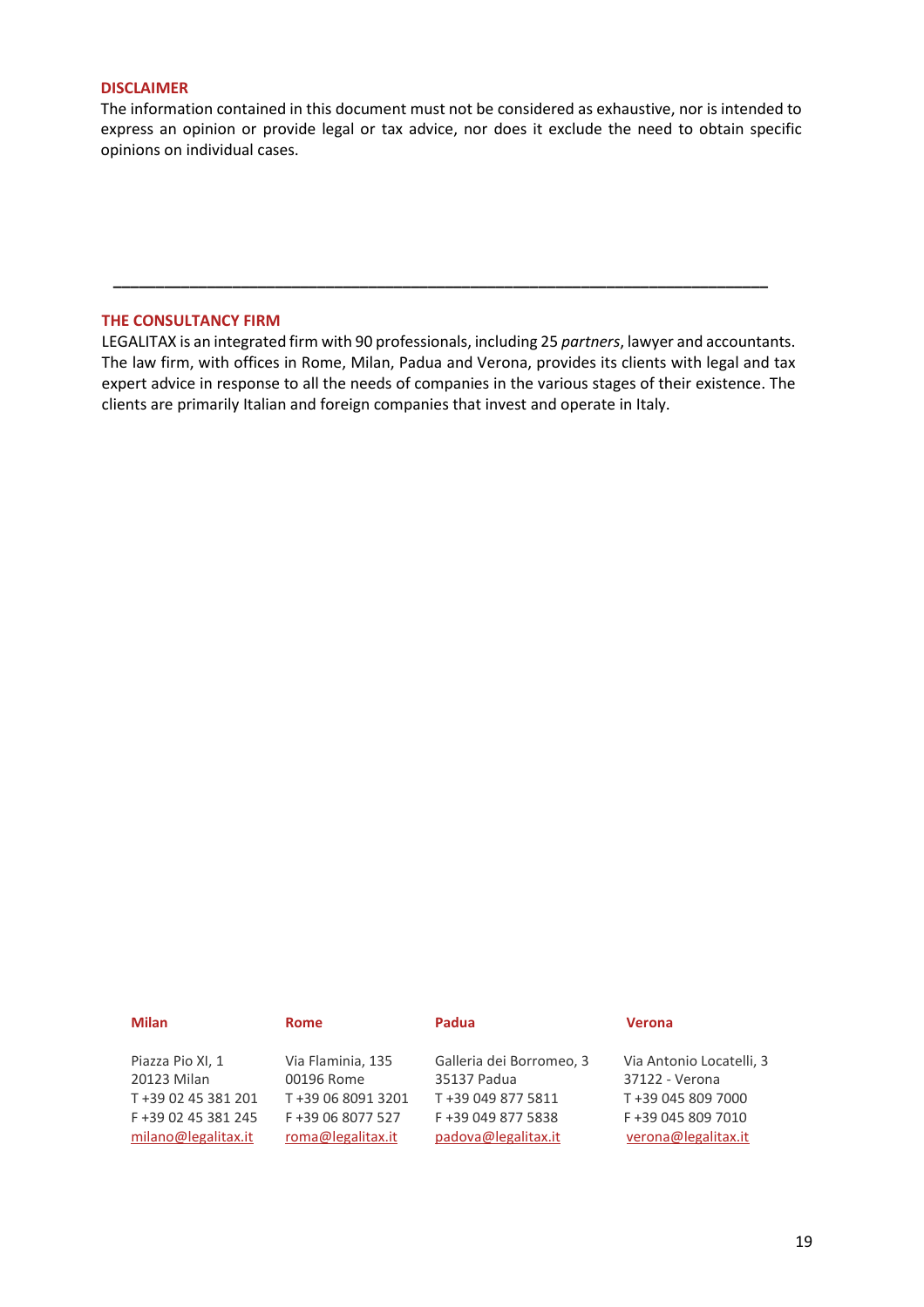## DISCLAIMER

The information contained in this document must not be considered as exhaustive, nor is intended to express an opinion or provide legal or tax advice, nor does it exclude the need to obtain specific opinions on individual cases.

---

## THE CONSULTANCY FIRM

LEGALITAX is an integrated firm with 90 professionals, including 25 *partners*, lawyer and accountants. The law firm, with offices in Rome, Milan, Padua and Verona, provides its clients with legal and tax expert advice in response to all the needs of companies in the various stages of their existence. The clients are primarily Italian and foreign companies that invest and operate in Italy.

**Milan**

Piazza Pio XI, 1
20123 Milan
T +39 02 45 381 201
F +39 02 45 381 245
milano@legalitax.it

**Rome**

Via Flaminia, 135
00196 Rome
T +39 06 8091 3201
F +39 06 8077 527
roma@legalitax.it

**Padua**

Galleria dei Borromeo, 3
35137 Padua
T +39 049 877 5811
F +39 049 877 5838
padova@legalitax.it

**Verona**

Via Antonio Locatelli, 3
37122 - Verona
T +39 045 809 7000
F +39 045 809 7010
verona@legalitax.it